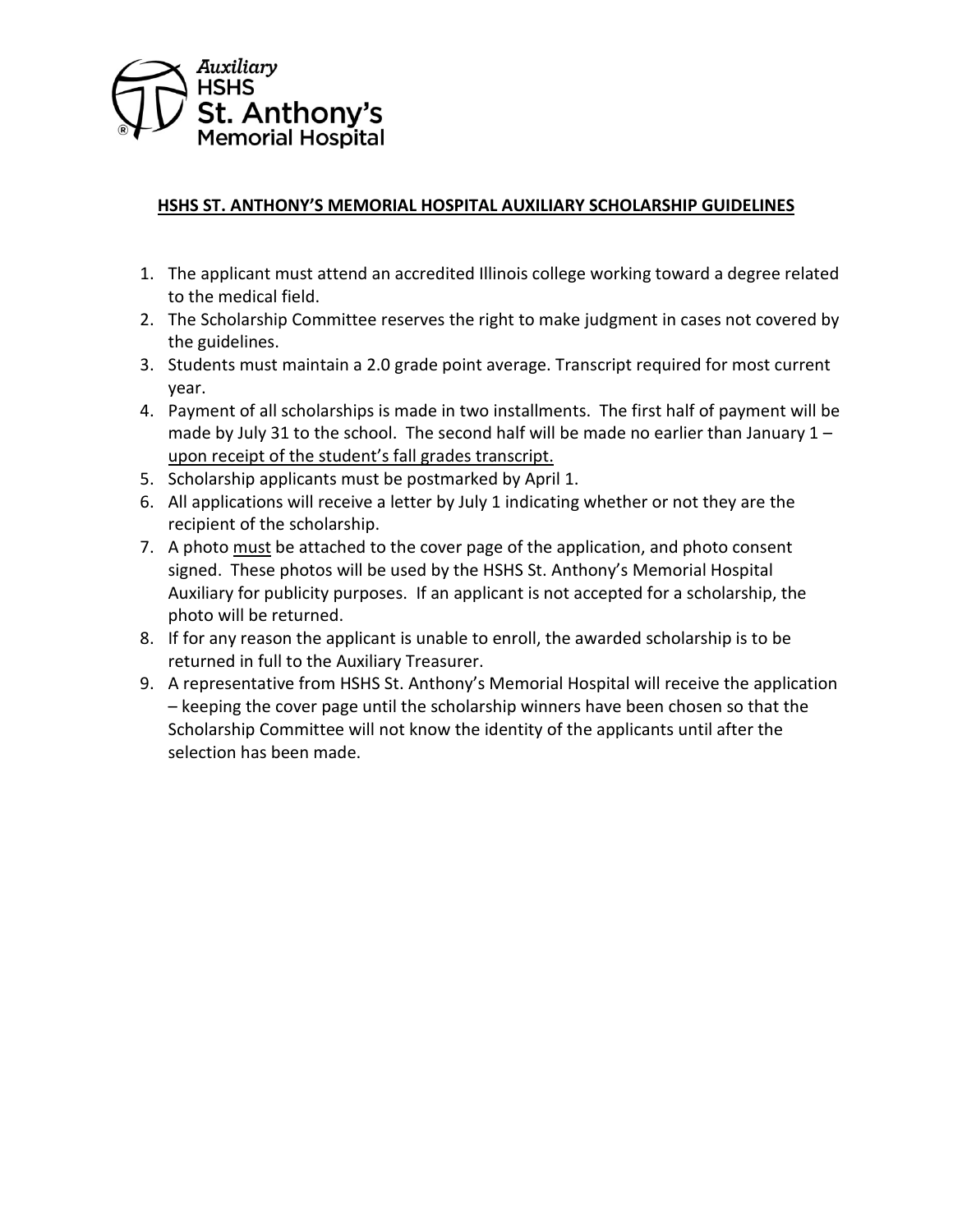Auxiliary
HSHS
St. Anthony's
Memorial Hospital

## HSHS ST. ANTHONY'S MEMORIAL HOSPITAL AUXILIARY SCHOLARSHIP GUIDELINES

1. The applicant must attend an accredited Illinois college working toward a degree related to the medical field.
2. The Scholarship Committee reserves the right to make judgment in cases not covered by the guidelines.
3. Students must maintain a 2.0 grade point average. Transcript required for most current year.
4. Payment of all scholarships is made in two installments. The first half of payment will be made by July 31 to the school. The second half will be made no earlier than January 1 – upon receipt of the student's fall grades transcript.
5. Scholarship applicants must be postmarked by April 1.
6. All applications will receive a letter by July 1 indicating whether or not they are the recipient of the scholarship.
7. A photo must be attached to the cover page of the application, and photo consent signed. These photos will be used by the HSHS St. Anthony's Memorial Hospital Auxiliary for publicity purposes. If an applicant is not accepted for a scholarship, the photo will be returned.
8. If for any reason the applicant is unable to enroll, the awarded scholarship is to be returned in full to the Auxiliary Treasurer.
9. A representative from HSHS St. Anthony's Memorial Hospital will receive the application – keeping the cover page until the scholarship winners have been chosen so that the Scholarship Committee will not know the identity of the applicants until after the selection has been made.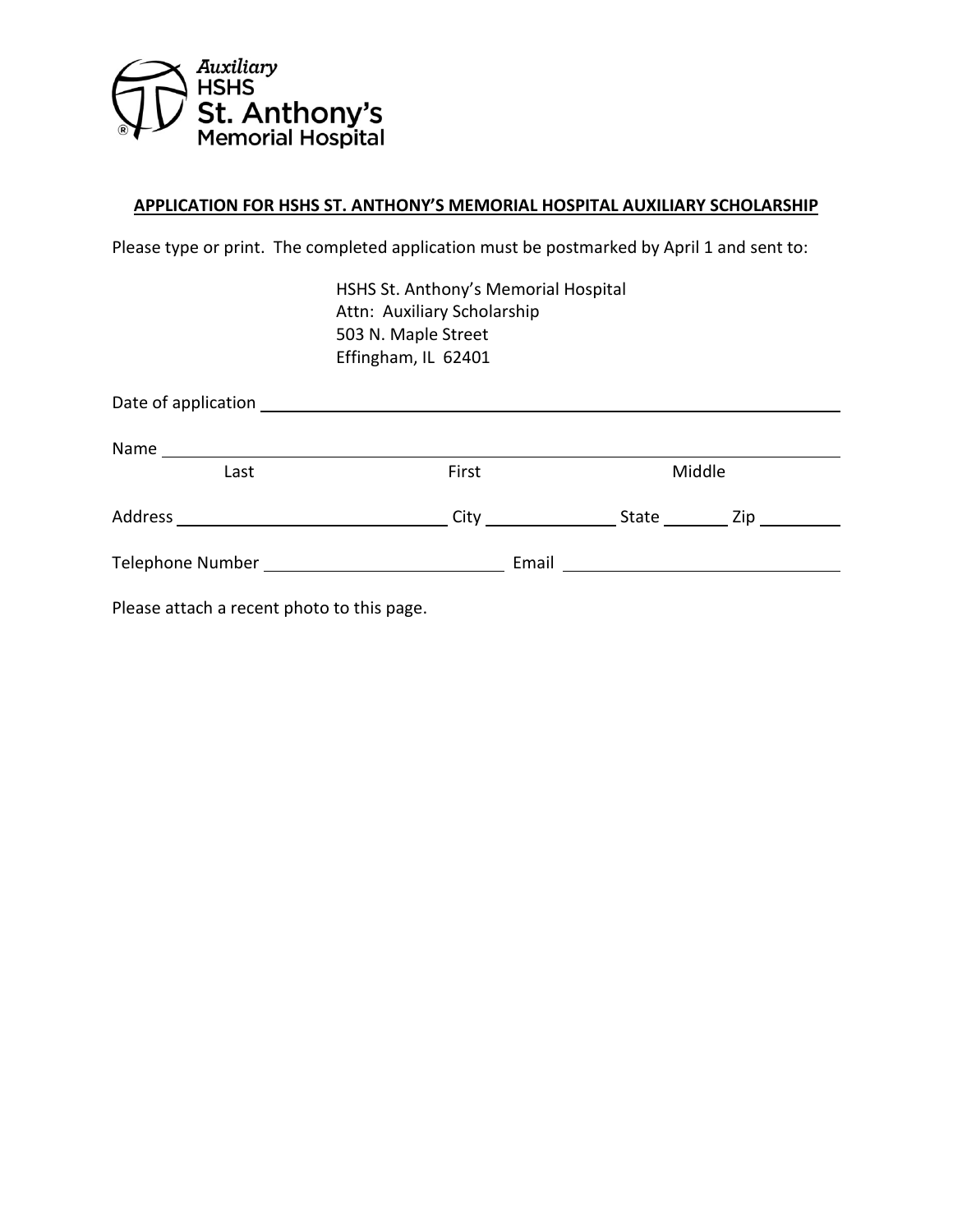Auxiliary
HSHS
St. Anthony's
Memorial Hospital

**APPLICATION FOR HSHS ST. ANTHONY'S MEMORIAL HOSPITAL AUXILIARY SCHOLARSHIP**

Please type or print. The completed application must be postmarked by April 1 and sent to:

HSHS St. Anthony's Memorial Hospital
Attn: Auxiliary Scholarship
503 N. Maple Street
Effingham, IL 62401

Date of application ____________________________________________

Name ____________________________________________
Last First Middle

Address ______________________ City ____________ State ______ Zip ________

Telephone Number ______________________ Email ______________________

Please attach a recent photo to this page.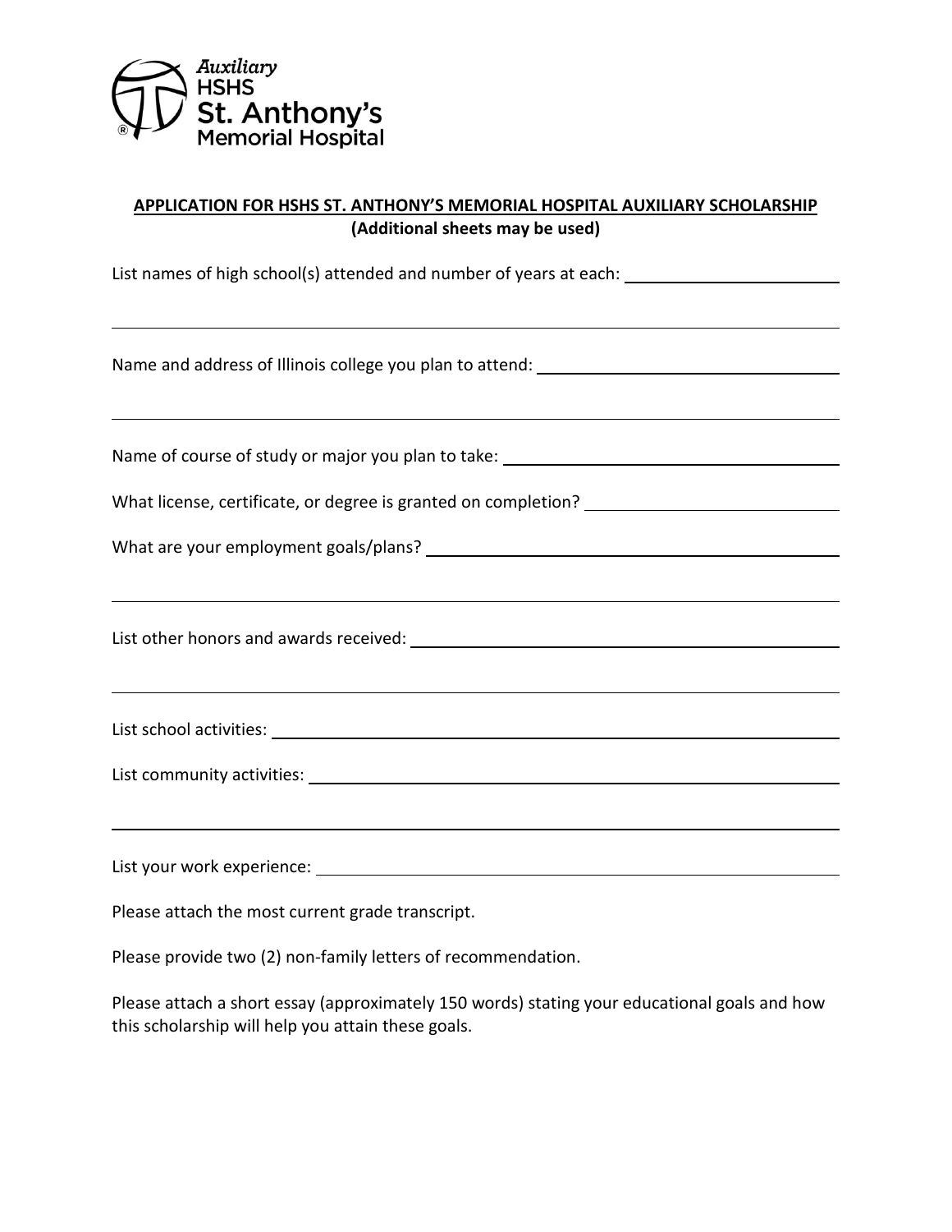Auxiliary HSHS St. Anthony's Memorial Hospital

**APPLICATION FOR HSHS ST. ANTHONY'S MEMORIAL HOSPITAL AUXILIARY SCHOLARSHIP**
**(Additional sheets may be used)**

List names of high school(s) attended and number of years at each: ______________________

______________________________________________________________________

Name and address of Illinois college you plan to attend: ______________________

______________________________________________________________________

Name of course of study or major you plan to take: ______________________

What license, certificate, or degree is granted on completion? ______________________

What are your employment goals/plans? ______________________

______________________________________________________________________

List other honors and awards received: ______________________

______________________________________________________________________

List school activities: ______________________

List community activities: ______________________

______________________________________________________________________

List your work experience: ______________________

Please attach the most current grade transcript.

Please provide two (2) non-family letters of recommendation.

Please attach a short essay (approximately 150 words) stating your educational goals and how this scholarship will help you attain these goals.